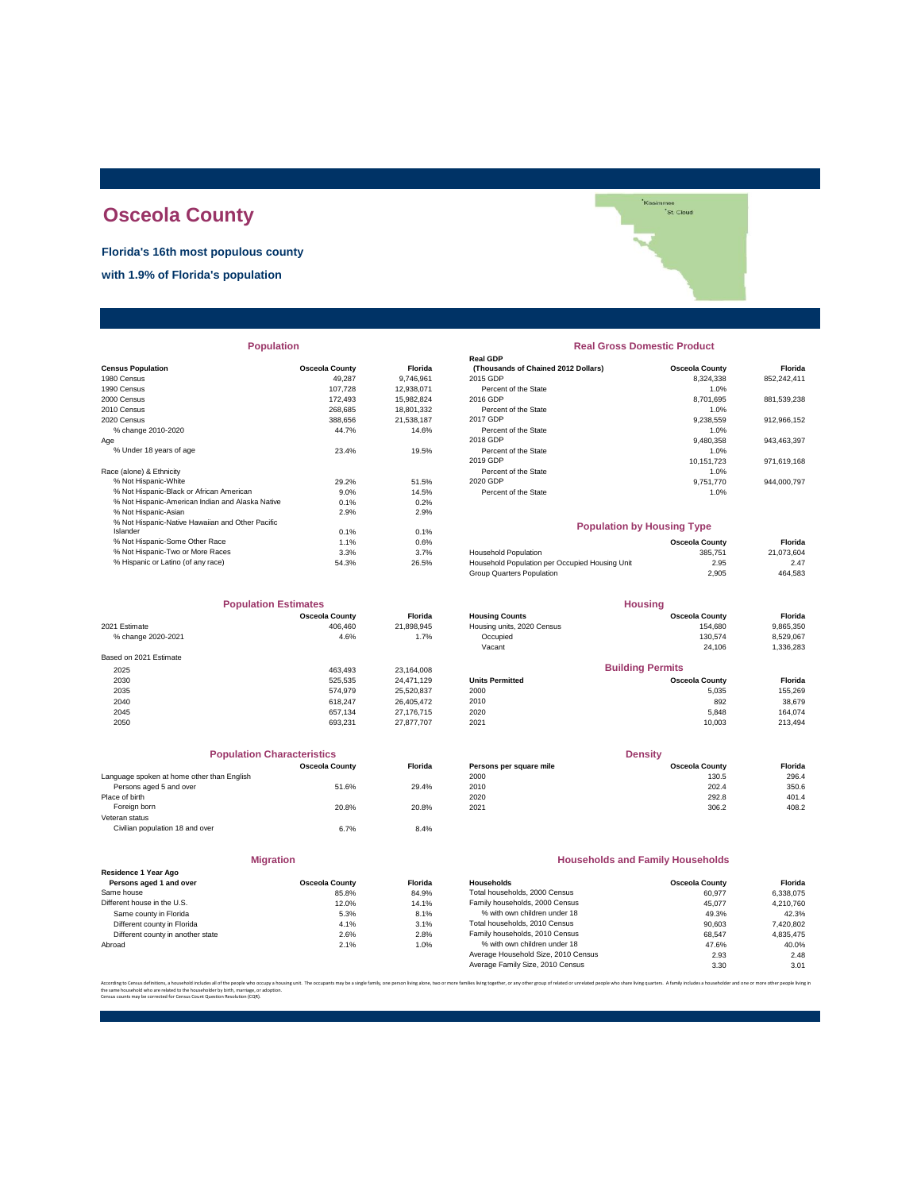# Osceola County

**Florida's 16th most populous county**

**with 1.9% of Florida's population**

## Population

| Census Population | Osceola County | Florida |
|---|---|---|
| 1980 Census | 49,287 | 9,746,961 |
| 1990 Census | 107,728 | 12,938,071 |
| 2000 Census | 172,493 | 15,982,824 |
| 2010 Census | 268,685 | 18,801,332 |
| 2020 Census | 388,656 | 21,538,187 |
| % change 2010-2020 | 44.7% | 14.6% |
| Age | | |
| % Under 18 years of age | 23.4% | 19.5% |
| Race (alone) & Ethnicity | | |
| % Not Hispanic-White | 29.2% | 51.5% |
| % Not Hispanic-Black or African American | 9.0% | 14.5% |
| % Not Hispanic-American Indian and Alaska Native | 0.1% | 0.2% |
| % Not Hispanic-Asian | 2.9% | 2.9% |
| % Not Hispanic-Native Hawaiian and Other Pacific Islander | 0.1% | 0.1% |
| % Not Hispanic-Some Other Race | 1.1% | 0.6% |
| % Not Hispanic-Two or More Races | 3.3% | 3.7% |
| % Hispanic or Latino (of any race) | 54.3% | 26.5% |

## Real Gross Domestic Product

| Real GDP (Thousands of Chained 2012 Dollars) | Osceola County | Florida |
|---|---|---|
| 2015 GDP | 8,324,338 | 852,242,411 |
| Percent of the State | 1.0% | |
| 2016 GDP | 8,701,695 | 881,539,238 |
| Percent of the State | 1.0% | |
| 2017 GDP | 9,238,559 | 912,966,152 |
| Percent of the State | 1.0% | |
| 2018 GDP | 9,480,358 | 943,463,397 |
| Percent of the State | 1.0% | |
| 2019 GDP | 10,151,723 | 971,619,168 |
| Percent of the State | 1.0% | |
| 2020 GDP | 9,751,770 | 944,000,797 |
| Percent of the State | 1.0% | |

## Population by Housing Type

| | Osceola County | Florida |
|---|---|---|
| Household Population | 385,751 | 21,073,604 |
| Household Population per Occupied Housing Unit | 2.95 | 2.47 |
| Group Quarters Population | 2,905 | 464,583 |

## Population Estimates

| | Osceola County | Florida |
|---|---|---|
| 2021 Estimate | 406,460 | 21,898,945 |
| % change 2020-2021 | 4.6% | 1.7% |
| Based on 2021 Estimate | | |
| 2025 | 463,493 | 23,164,008 |
| 2030 | 525,535 | 24,471,129 |
| 2035 | 574,979 | 25,520,837 |
| 2040 | 618,247 | 26,405,472 |
| 2045 | 657,134 | 27,176,715 |
| 2050 | 693,231 | 27,877,707 |

## Housing

| Housing Counts | Osceola County | Florida |
|---|---|---|
| Housing units, 2020 Census | 154,680 | 9,865,350 |
| Occupied | 130,574 | 8,529,067 |
| Vacant | 24,106 | 1,336,283 |

## Building Permits

| Units Permitted | Osceola County | Florida |
|---|---|---|
| 2000 | 5,035 | 155,269 |
| 2010 | 892 | 38,679 |
| 2020 | 5,848 | 164,074 |
| 2021 | 10,003 | 213,494 |

## Population Characteristics

| | Osceola County | Florida |
|---|---|---|
| Language spoken at home other than English | | |
| Persons aged 5 and over | 51.6% | 29.4% |
| Place of birth | | |
| Foreign born | 20.8% | 20.8% |
| Veteran status | | |
| Civilian population 18 and over | 6.7% | 8.4% |

## Density

| Persons per square mile | Osceola County | Florida |
|---|---|---|
| 2000 | 130.5 | 296.4 |
| 2010 | 202.4 | 350.6 |
| 2020 | 292.8 | 401.4 |
| 2021 | 306.2 | 408.2 |

## Migration

| Residence 1 Year Ago Persons aged 1 and over | Osceola County | Florida |
|---|---|---|
| Same house | 85.8% | 84.9% |
| Different house in the U.S. | 12.0% | 14.1% |
| Same county in Florida | 5.3% | 8.1% |
| Different county in Florida | 4.1% | 3.1% |
| Different county in another state | 2.6% | 2.8% |
| Abroad | 2.1% | 1.0% |

## Households and Family Households

| Households | Osceola County | Florida |
|---|---|---|
| Total households, 2000 Census | 60,977 | 6,338,075 |
| Family households, 2000 Census | 45,077 | 4,210,760 |
| % with own children under 18 | 49.3% | 42.3% |
| Total households, 2010 Census | 90,603 | 7,420,802 |
| Family households, 2010 Census | 68,547 | 4,835,475 |
| % with own children under 18 | 47.6% | 40.0% |
| Average Household Size, 2010 Census | 2.93 | 2.48 |
| Average Family Size, 2010 Census | 3.30 | 3.01 |

According to Census definitions, a household includes all of the people who occupy a housing unit. The occupants may be a single family, one person living alone, two or more families living together, or any other group of related or unrelated people who share living quarters. A family includes a householder and one or more other people living in the same household who are related to the householder by birth, marriage, or adoption.
Census counts may be corrected for Census Count Question Resolution (CQR).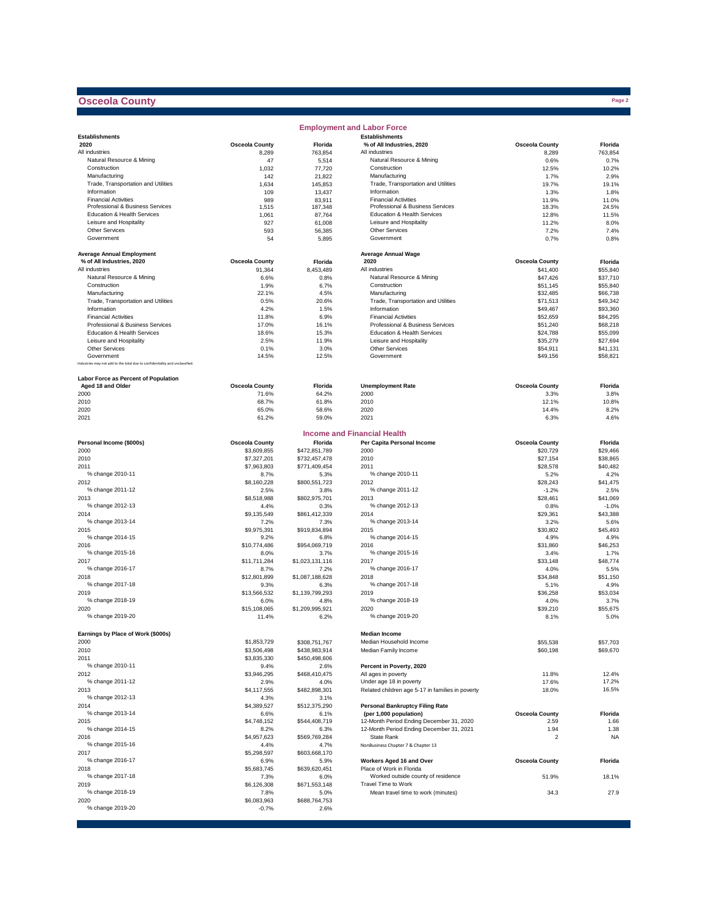# Osceola County

## Employment and Labor Force

| Establishments 2020 | Osceola County | Florida |
|---|---|---|
| All industries | 8,289 | 763,854 |
| Natural Resource & Mining | 47 | 5,514 |
| Construction | 1,032 | 77,720 |
| Manufacturing | 142 | 21,822 |
| Trade, Transportation and Utilities | 1,634 | 145,853 |
| Information | 109 | 13,437 |
| Financial Activities | 989 | 83,911 |
| Professional & Business Services | 1,515 | 187,348 |
| Education & Health Services | 1,061 | 87,764 |
| Leisure and Hospitality | 927 | 61,008 |
| Other Services | 593 | 56,385 |
| Government | 54 | 5,895 |

| Establishments % of All Industries, 2020 | Osceola County | Florida |
|---|---|---|
| All industries | 8,289 | 763,854 |
| Natural Resource & Mining | 0.6% | 0.7% |
| Construction | 12.5% | 10.2% |
| Manufacturing | 1.7% | 2.9% |
| Trade, Transportation and Utilities | 19.7% | 19.1% |
| Information | 1.3% | 1.8% |
| Financial Activities | 11.9% | 11.0% |
| Professional & Business Services | 18.3% | 24.5% |
| Education & Health Services | 12.8% | 11.5% |
| Leisure and Hospitality | 11.2% | 8.0% |
| Other Services | 7.2% | 7.4% |
| Government | 0.7% | 0.8% |

| Average Annual Employment % of All Industries, 2020 | Osceola County | Florida |
|---|---|---|
| All industries | 91,364 | 8,453,489 |
| Natural Resource & Mining | 6.6% | 0.8% |
| Construction | 1.9% | 6.7% |
| Manufacturing | 22.1% | 4.5% |
| Trade, Transportation and Utilities | 0.5% | 20.6% |
| Information | 4.2% | 1.5% |
| Financial Activities | 11.8% | 6.9% |
| Professional & Business Services | 17.0% | 16.1% |
| Education & Health Services | 18.6% | 15.3% |
| Leisure and Hospitality | 2.5% | 11.9% |
| Other Services | 0.1% | 3.0% |
| Government | 14.5% | 12.5% |

Industries may not add to the total due to confidentiality and unclassified.

| Average Annual Wage 2020 | Osceola County | Florida |
|---|---|---|
| All industries | $41,400 | $55,840 |
| Natural Resource & Mining | $47,426 | $37,710 |
| Construction | $51,145 | $55,840 |
| Manufacturing | $32,485 | $66,738 |
| Trade, Transportation and Utilities | $71,513 | $49,342 |
| Information | $49,467 | $93,360 |
| Financial Activities | $52,659 | $84,295 |
| Professional & Business Services | $51,240 | $68,218 |
| Education & Health Services | $24,788 | $55,099 |
| Leisure and Hospitality | $35,279 | $27,694 |
| Other Services | $54,911 | $41,131 |
| Government | $49,156 | $58,821 |

| Labor Force as Percent of Population Aged 18 and Older | Osceola County | Florida |
|---|---|---|
| 2000 | 71.6% | 64.2% |
| 2010 | 68.7% | 61.8% |
| 2020 | 65.0% | 58.6% |
| 2021 | 61.2% | 59.0% |

| Unemployment Rate | Osceola County | Florida |
|---|---|---|
| 2000 | 3.3% | 3.8% |
| 2010 | 12.1% | 10.8% |
| 2020 | 14.4% | 8.2% |
| 2021 | 6.3% | 4.6% |

## Income and Financial Health

| Personal Income ($000s) | Osceola County | Florida |
|---|---|---|
| 2000 | $3,609,855 | $472,851,789 |
| 2010 | $7,327,201 | $732,457,478 |
| 2011 | $7,963,803 | $771,409,454 |
| % change 2010-11 | 8.7% | 5.3% |
| 2012 | $8,160,228 | $800,551,723 |
| % change 2011-12 | 2.5% | 3.8% |
| 2013 | $8,518,988 | $802,975,701 |
| % change 2012-13 | 4.4% | 0.3% |
| 2014 | $9,135,549 | $861,412,339 |
| % change 2013-14 | 7.2% | 7.3% |
| 2015 | $9,975,391 | $919,834,894 |
| % change 2014-15 | 9.2% | 6.8% |
| 2016 | $10,774,486 | $954,069,719 |
| % change 2015-16 | 8.0% | 3.7% |
| 2017 | $11,711,284 | $1,023,131,116 |
| % change 2016-17 | 8.7% | 7.2% |
| 2018 | $12,801,899 | $1,087,188,628 |
| % change 2017-18 | 9.3% | 6.3% |
| 2019 | $13,566,532 | $1,139,799,293 |
| % change 2018-19 | 6.0% | 4.8% |
| 2020 | $15,108,065 | $1,209,995,921 |
| % change 2019-20 | 11.4% | 6.2% |

| Per Capita Personal Income | Osceola County | Florida |
|---|---|---|
| 2000 | $20,729 | $29,466 |
| 2010 | $27,154 | $38,865 |
| 2011 | $28,578 | $40,482 |
| % change 2010-11 | 5.2% | 4.2% |
| 2012 | $28,243 | $41,475 |
| % change 2011-12 | -1.2% | 2.5% |
| 2013 | $28,461 | $41,069 |
| % change 2012-13 | 0.8% | -1.0% |
| 2014 | $29,361 | $43,388 |
| % change 2013-14 | 3.2% | 5.6% |
| 2015 | $30,802 | $45,493 |
| % change 2014-15 | 4.9% | 4.9% |
| 2016 | $31,860 | $46,253 |
| % change 2015-16 | 3.4% | 1.7% |
| 2017 | $33,148 | $48,774 |
| % change 2016-17 | 4.0% | 5.5% |
| 2018 | $34,848 | $51,150 |
| % change 2017-18 | 5.1% | 4.9% |
| 2019 | $36,258 | $53,034 |
| % change 2018-19 | 4.0% | 3.7% |
| 2020 | $39,210 | $55,675 |
| % change 2019-20 | 8.1% | 5.0% |

| Earnings by Place of Work ($000s) | Osceola County | Florida |
|---|---|---|
| 2000 | $1,853,729 | $308,751,767 |
| 2010 | $3,506,498 | $438,983,914 |
| 2011 | $3,835,330 | $450,498,606 |
| % change 2010-11 | 9.4% | 2.6% |
| 2012 | $3,946,295 | $468,410,475 |
| % change 2011-12 | 2.9% | 4.0% |
| 2013 | $4,117,555 | $482,898,301 |
| % change 2012-13 | 4.3% | 3.1% |
| 2014 | $4,389,527 | $512,375,290 |
| % change 2013-14 | 6.6% | 6.1% |
| 2015 | $4,748,152 | $544,408,719 |
| % change 2014-15 | 8.2% | 6.3% |
| 2016 | $4,957,623 | $569,769,284 |
| % change 2015-16 | 4.4% | 4.7% |
| 2017 | $5,298,597 | $603,668,170 |
| % change 2016-17 | 6.9% | 5.9% |
| 2018 | $5,683,745 | $639,620,451 |
| % change 2017-18 | 7.3% | 6.0% |
| 2019 | $6,126,308 | $671,553,148 |
| % change 2018-19 | 7.8% | 5.0% |
| 2020 | $6,083,963 | $688,764,753 |
| % change 2019-20 | -0.7% | 2.6% |

| Median Income | Osceola County | Florida |
|---|---|---|
| Median Household Income | $55,538 | $57,703 |
| Median Family Income | $60,198 | $69,670 |

| Percent in Poverty, 2020 | Osceola County | Florida |
|---|---|---|
| All ages in poverty | 11.8% | 12.4% |
| Under age 18 in poverty | 17.6% | 17.2% |
| Related children age 5-17 in families in poverty | 18.0% | 16.5% |

| Personal Bankruptcy Filing Rate (per 1,000 population) | Osceola County | Florida |
|---|---|---|
| 12-Month Period Ending December 31, 2020 | 2.59 | 1.66 |
| 12-Month Period Ending December 31, 2021 | 1.94 | 1.38 |
| State Rank | 2 | NA |

NonBusiness Chapter 7 & Chapter 13

| Workers Aged 16 and Over | Osceola County | Florida |
|---|---|---|
| Place of Work in Florida | | |
| Worked outside county of residence | 51.9% | 18.1% |
| Travel Time to Work | | |
| Mean travel time to work (minutes) | 34.3 | 27.9 |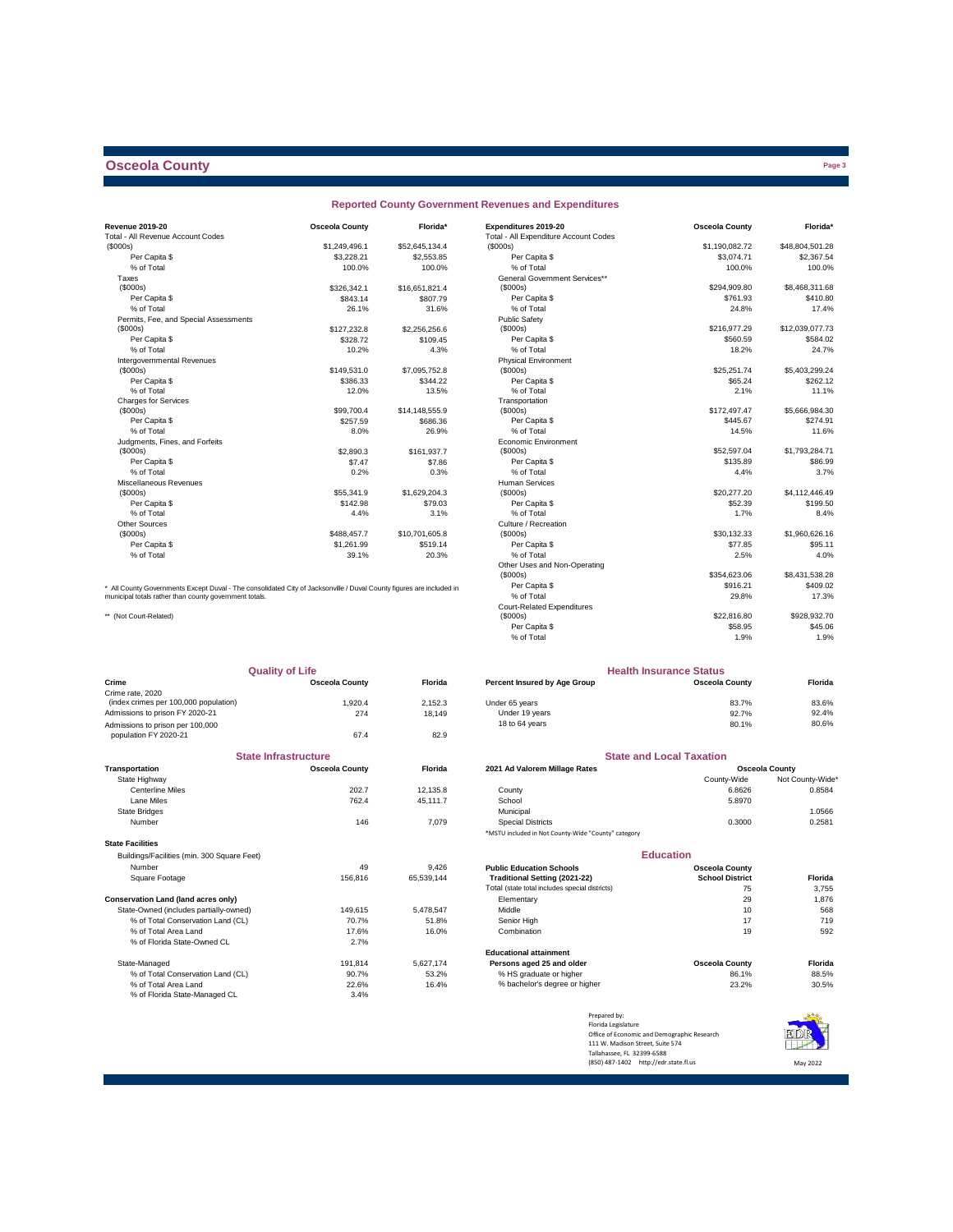# Osceola County

## Reported County Government Revenues and Expenditures

| Revenue 2019-20 | Osceola County | Florida* |
|---|---|---|
| Total - All Revenue Account Codes | | |
| ($000s) | $1,249,496.1 | $52,645,134.4 |
| Per Capita $ | $3,228.21 | $2,553.85 |
| % of Total | 100.0% | 100.0% |
| Taxes | | |
| ($000s) | $326,342.1 | $16,651,821.4 |
| Per Capita $ | $843.14 | $807.79 |
| % of Total | 26.1% | 31.6% |
| Permits, Fee, and Special Assessments | | |
| ($000s) | $127,232.8 | $2,256,256.6 |
| Per Capita $ | $328.72 | $109.45 |
| % of Total | 10.2% | 4.3% |
| Intergovernmental Revenues | | |
| ($000s) | $149,531.0 | $7,095,752.8 |
| Per Capita $ | $386.33 | $344.22 |
| % of Total | 12.0% | 13.5% |
| Charges for Services | | |
| ($000s) | $99,700.4 | $14,148,555.9 |
| Per Capita $ | $257.59 | $686.36 |
| % of Total | 8.0% | 26.9% |
| Judgments, Fines, and Forfeits | | |
| ($000s) | $2,890.3 | $161,937.7 |
| Per Capita $ | $7.47 | $7.86 |
| % of Total | 0.2% | 0.3% |
| Miscellaneous Revenues | | |
| ($000s) | $55,341.9 | $1,629,204.3 |
| Per Capita $ | $142.98 | $79.03 |
| % of Total | 4.4% | 3.1% |
| Other Sources | | |
| ($000s) | $488,457.7 | $10,701,605.8 |
| Per Capita $ | $1,261.99 | $519.14 |
| % of Total | 39.1% | 20.3% |

\* All County Governments Except Duval - The consolidated City of Jacksonville / Duval County figures are included in municipal totals rather than county government totals.

\*\* (Not Court-Related)

| Expenditures 2019-20 | Osceola County | Florida* |
|---|---|---|
| Total - All Expenditure Account Codes | | |
| ($000s) | $1,190,082.72 | $48,804,501.28 |
| Per Capita $ | $3,074.71 | $2,367.54 |
| % of Total | 100.0% | 100.0% |
| General Government Services** | | |
| ($000s) | $294,909.80 | $8,468,311.68 |
| Per Capita $ | $761.93 | $410.80 |
| % of Total | 24.8% | 17.4% |
| Public Safety | | |
| ($000s) | $216,977.29 | $12,039,077.73 |
| Per Capita $ | $560.59 | $584.02 |
| % of Total | 18.2% | 24.7% |
| Physical Environment | | |
| ($000s) | $25,251.74 | $5,403,299.24 |
| Per Capita $ | $65.24 | $262.12 |
| % of Total | 2.1% | 11.1% |
| Transportation | | |
| ($000s) | $172,497.47 | $5,666,984.30 |
| Per Capita $ | $445.67 | $274.91 |
| % of Total | 14.5% | 11.6% |
| Economic Environment | | |
| ($000s) | $52,597.04 | $1,793,284.71 |
| Per Capita $ | $135.89 | $86.99 |
| % of Total | 4.4% | 3.7% |
| Human Services | | |
| ($000s) | $20,277.20 | $4,112,446.49 |
| Per Capita $ | $52.39 | $199.50 |
| % of Total | 1.7% | 8.4% |
| Culture / Recreation | | |
| ($000s) | $30,132.33 | $1,960,626.16 |
| Per Capita $ | $77.85 | $95.11 |
| % of Total | 2.5% | 4.0% |
| Other Uses and Non-Operating | | |
| ($000s) | $354,623.06 | $8,431,538.28 |
| Per Capita $ | $916.21 | $409.02 |
| % of Total | 29.8% | 17.3% |
| Court-Related Expenditures | | |
| ($000s) | $22,816.80 | $928,932.70 |
| Per Capita $ | $58.95 | $45.06 |
| % of Total | 1.9% | 1.9% |

## Quality of Life

| Crime | Osceola County | Florida |
|---|---|---|
| Crime rate, 2020 (index crimes per 100,000 population) | 1,920.4 | 2,152.3 |
| Admissions to prison FY 2020-21 | 274 | 18,149 |
| Admissions to prison per 100,000 population FY 2020-21 | 67.4 | 82.9 |

## Health Insurance Status

| Percent Insured by Age Group | Osceola County | Florida |
|---|---|---|
| Under 65 years | 83.7% | 83.6% |
| Under 19 years | 92.7% | 92.4% |
| 18 to 64 years | 80.1% | 80.6% |

## State Infrastructure

| Transportation | Osceola County | Florida |
|---|---|---|
| State Highway | | |
| Centerline Miles | 202.7 | 12,135.8 |
| Lane Miles | 762.4 | 45,111.7 |
| State Bridges | | |
| Number | 146 | 7,079 |
| **State Facilities** | | |
| Buildings/Facilities (min. 300 Square Feet) | | |
| Number | 49 | 9,426 |
| Square Footage | 156,816 | 65,539,144 |
| **Conservation Land (land acres only)** | | |
| State-Owned (includes partially-owned) | 149,615 | 5,478,547 |
| % of Total Conservation Land (CL) | 70.7% | 51.8% |
| % of Total Area Land | 17.6% | 16.0% |
| % of Florida State-Owned CL | 2.7% | |
| State-Managed | 191,814 | 5,627,174 |
| % of Total Conservation Land (CL) | 90.7% | 53.2% |
| % of Total Area Land | 22.6% | 16.4% |
| % of Florida State-Managed CL | 3.4% | |

## State and Local Taxation

| 2021 Ad Valorem Millage Rates | Osceola County County-Wide | Osceola County Not County-Wide* |
|---|---|---|
| County | 6.8626 | 0.8584 |
| School | 5.8970 | |
| Municipal | | 1.0566 |
| Special Districts | 0.3000 | 0.2581 |

*MSTU included in Not County-Wide "County" category

## Education

| Public Education Schools Traditional Setting (2021-22) | Osceola County School District | Florida |
|---|---|---|
| Total (state total includes special districts) | 75 | 3,755 |
| Elementary | 29 | 1,876 |
| Middle | 10 | 568 |
| Senior High | 17 | 719 |
| Combination | 19 | 592 |

**Educational attainment**

| Persons aged 25 and older | Osceola County | Florida |
|---|---|---|
| % HS graduate or higher | 86.1% | 88.5% |
| % bachelor's degree or higher | 23.2% | 30.5% |

Prepared by:
Florida Legislature
Office of Economic and Demographic Research
111 W. Madison Street, Suite 574
Tallahassee, FL 32399-6588
(850) 487-1402 http://edr.state.fl.us

May 2022